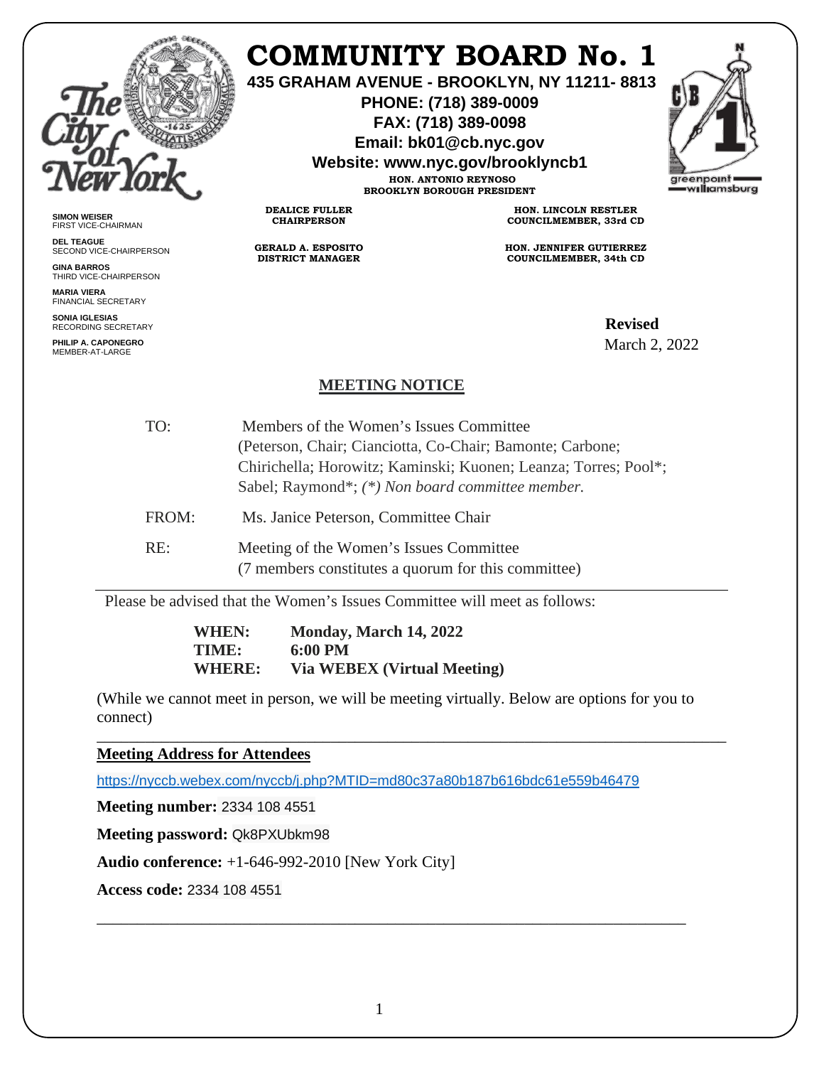# COMMUNITY BOARD No. 1

**435 GRAHAM AVENUE - BROOKLYN, NY 11211- 8813**
**PHONE: (718) 389-0009**
**FAX: (718) 389-0098**
**Email: bk01@cb.nyc.gov**
**Website: www.nyc.gov/brooklyncb1**

**HON. ANTONIO REYNOSO**
**BROOKLYN BOROUGH PRESIDENT**

**DEALICE FULLER**
**CHAIRPERSON**

**GERALD A. ESPOSITO**
**DISTRICT MANAGER**

**HON. LINCOLN RESTLER**
**COUNCILMEMBER, 33rd CD**

**HON. JENNIFER GUTIERREZ**
**COUNCILMEMBER, 34th CD**

**SIMON WEISER**
FIRST VICE-CHAIRMAN

**DEL TEAGUE**
SECOND VICE-CHAIRPERSON

**GINA BARROS**
THIRD VICE-CHAIRPERSON

**MARIA VIERA**
FINANCIAL SECRETARY

**SONIA IGLESIAS**
RECORDING SECRETARY

**PHILIP A. CAPONEGRO**
MEMBER-AT-LARGE

**Revised**
March 2, 2022

## MEETING NOTICE

TO: Members of the Women's Issues Committee
(Peterson, Chair; Cianciotta, Co-Chair; Bamonte; Carbone; Chirichella; Horowitz; Kaminski; Kuonen; Leanza; Torres; Pool*; Sabel; Raymond*; *(*) Non board committee member.*

FROM: Ms. Janice Peterson, Committee Chair

RE: Meeting of the Women's Issues Committee
(7 members constitutes a quorum for this committee)

---

Please be advised that the Women's Issues Committee will meet as follows:

**WHEN:** **Monday, March 14, 2022**
**TIME:** **6:00 PM**
**WHERE:** **Via WEBEX (Virtual Meeting)**

(While we cannot meet in person, we will be meeting virtually. Below are options for you to connect)

---

**Meeting Address for Attendees**

https://nyccb.webex.com/nyccb/j.php?MTID=md80c37a80b187b616bdc61e559b46479

**Meeting number:** 2334 108 4551

**Meeting password:** Qk8PXUbkm98

**Audio conference:** +1-646-992-2010 [New York City]

**Access code:** 2334 108 4551

---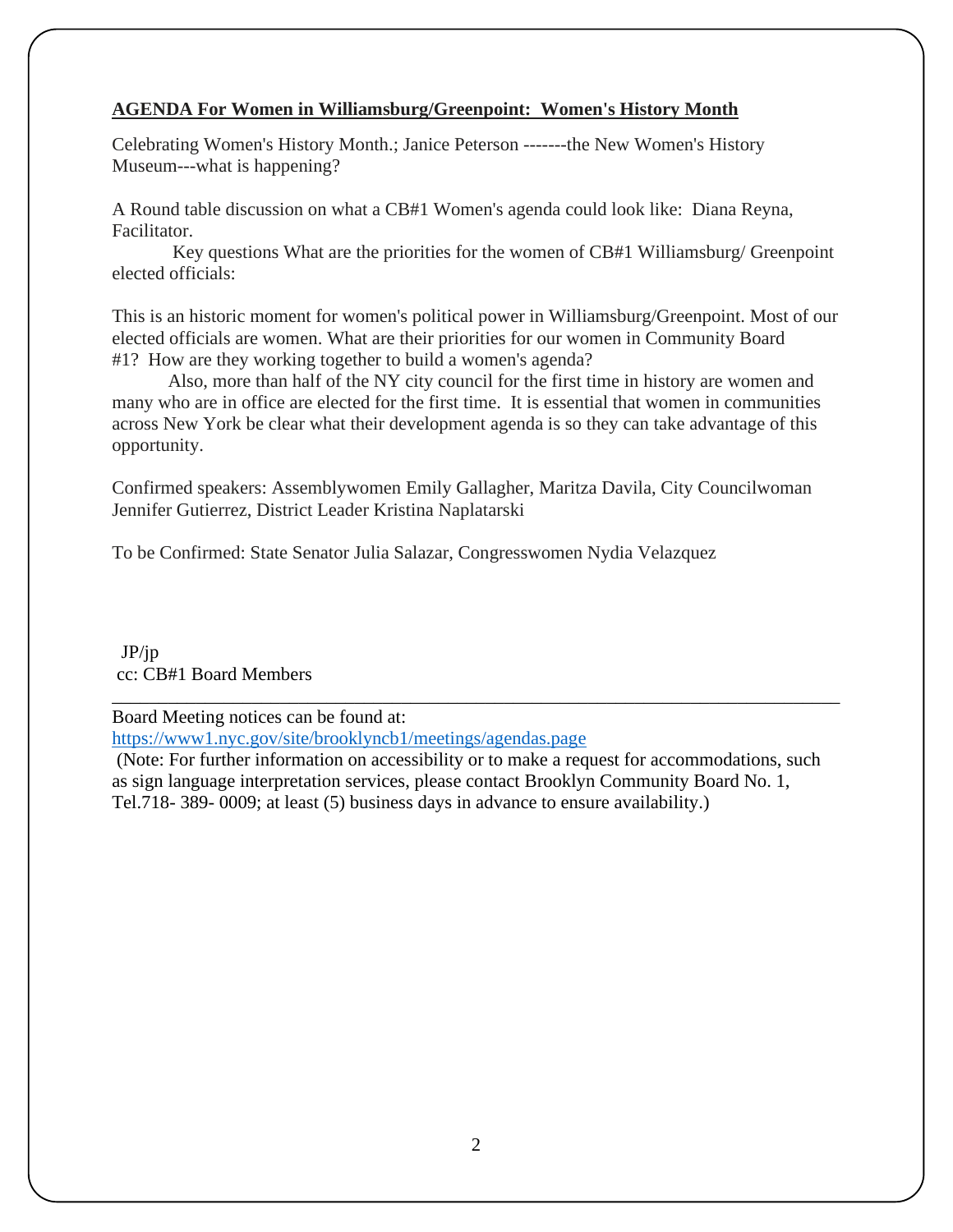**AGENDA For Women in Williamsburg/Greenpoint: Women's History Month**

Celebrating Women's History Month.; Janice Peterson -------the New Women's History Museum---what is happening?

A Round table discussion on what a CB#1 Women's agenda could look like: Diana Reyna, Facilitator.

Key questions What are the priorities for the women of CB#1 Williamsburg/ Greenpoint elected officials:

This is an historic moment for women's political power in Williamsburg/Greenpoint. Most of our elected officials are women. What are their priorities for our women in Community Board #1? How are they working together to build a women's agenda?

Also, more than half of the NY city council for the first time in history are women and many who are in office are elected for the first time. It is essential that women in communities across New York be clear what their development agenda is so they can take advantage of this opportunity.

Confirmed speakers: Assemblywomen Emily Gallagher, Maritza Davila, City Councilwoman Jennifer Gutierrez, District Leader Kristina Naplatarski

To be Confirmed: State Senator Julia Salazar, Congresswomen Nydia Velazquez

JP/jp
cc: CB#1 Board Members

---

Board Meeting notices can be found at:
https://www1.nyc.gov/site/brooklyncb1/meetings/agendas.page
(Note: For further information on accessibility or to make a request for accommodations, such as sign language interpretation services, please contact Brooklyn Community Board No. 1, Tel.718- 389- 0009; at least (5) business days in advance to ensure availability.)